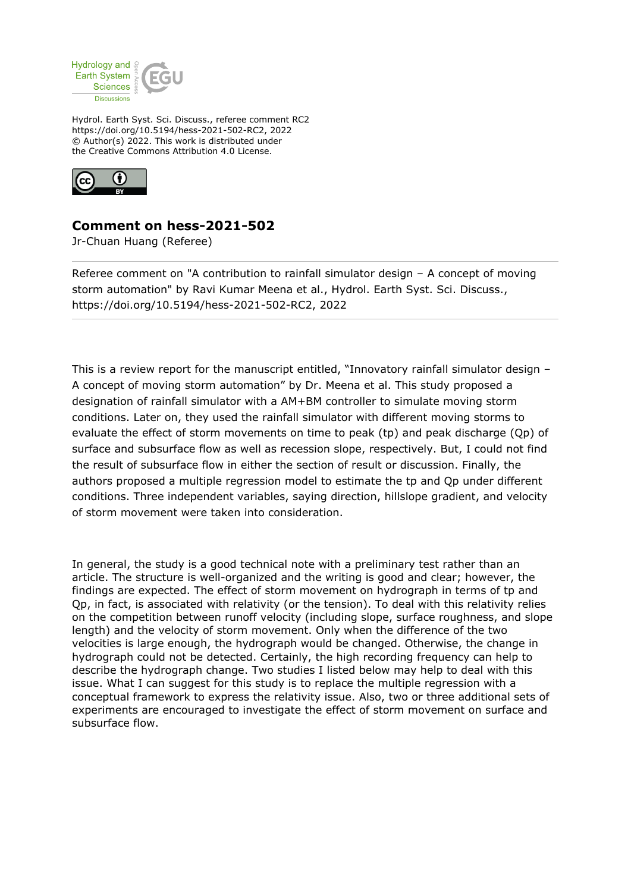Hydrology and Earth System Sciences Discussions

Hydrol. Earth Syst. Sci. Discuss., referee comment RC2
https://doi.org/10.5194/hess-2021-502-RC2, 2022
© Author(s) 2022. This work is distributed under
the Creative Commons Attribution 4.0 License.

## Comment on hess-2021-502

Jr-Chuan Huang (Referee)

Referee comment on "A contribution to rainfall simulator design – A concept of moving storm automation" by Ravi Kumar Meena et al., Hydrol. Earth Syst. Sci. Discuss., https://doi.org/10.5194/hess-2021-502-RC2, 2022

---

This is a review report for the manuscript entitled, "Innovatory rainfall simulator design – A concept of moving storm automation" by Dr. Meena et al. This study proposed a designation of rainfall simulator with a AM+BM controller to simulate moving storm conditions. Later on, they used the rainfall simulator with different moving storms to evaluate the effect of storm movements on time to peak (tp) and peak discharge (Qp) of surface and subsurface flow as well as recession slope, respectively. But, I could not find the result of subsurface flow in either the section of result or discussion. Finally, the authors proposed a multiple regression model to estimate the tp and Qp under different conditions. Three independent variables, saying direction, hillslope gradient, and velocity of storm movement were taken into consideration.

In general, the study is a good technical note with a preliminary test rather than an article. The structure is well-organized and the writing is good and clear; however, the findings are expected. The effect of storm movement on hydrograph in terms of tp and Qp, in fact, is associated with relativity (or the tension). To deal with this relativity relies on the competition between runoff velocity (including slope, surface roughness, and slope length) and the velocity of storm movement. Only when the difference of the two velocities is large enough, the hydrograph would be changed. Otherwise, the change in hydrograph could not be detected. Certainly, the high recording frequency can help to describe the hydrograph change. Two studies I listed below may help to deal with this issue. What I can suggest for this study is to replace the multiple regression with a conceptual framework to express the relativity issue. Also, two or three additional sets of experiments are encouraged to investigate the effect of storm movement on surface and subsurface flow.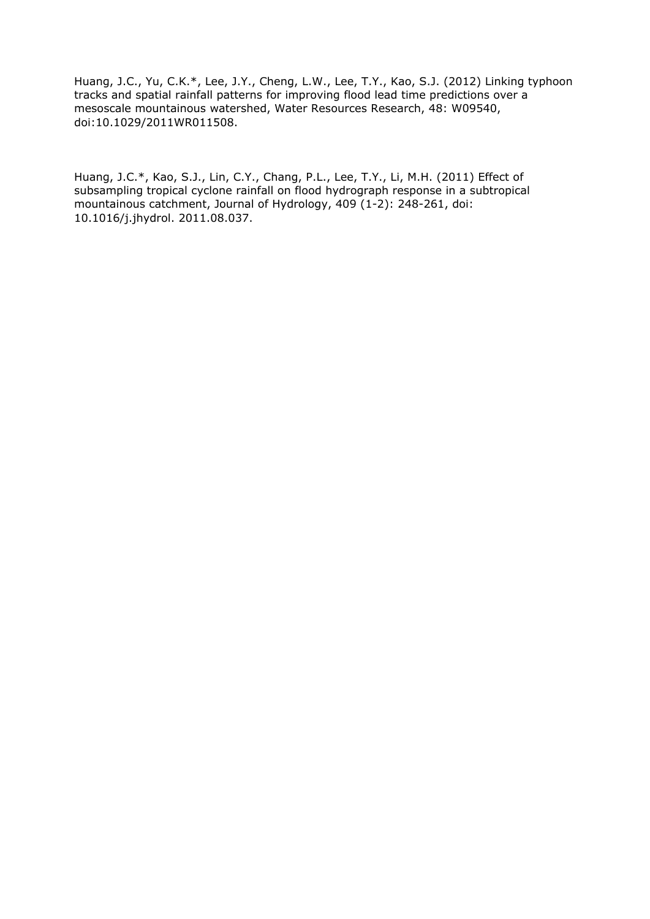Huang, J.C., Yu, C.K.*, Lee, J.Y., Cheng, L.W., Lee, T.Y., Kao, S.J. (2012) Linking typhoon tracks and spatial rainfall patterns for improving flood lead time predictions over a mesoscale mountainous watershed, Water Resources Research, 48: W09540, doi:10.1029/2011WR011508.

Huang, J.C.*, Kao, S.J., Lin, C.Y., Chang, P.L., Lee, T.Y., Li, M.H. (2011) Effect of subsampling tropical cyclone rainfall on flood hydrograph response in a subtropical mountainous catchment, Journal of Hydrology, 409 (1-2): 248-261, doi: 10.1016/j.jhydrol. 2011.08.037.